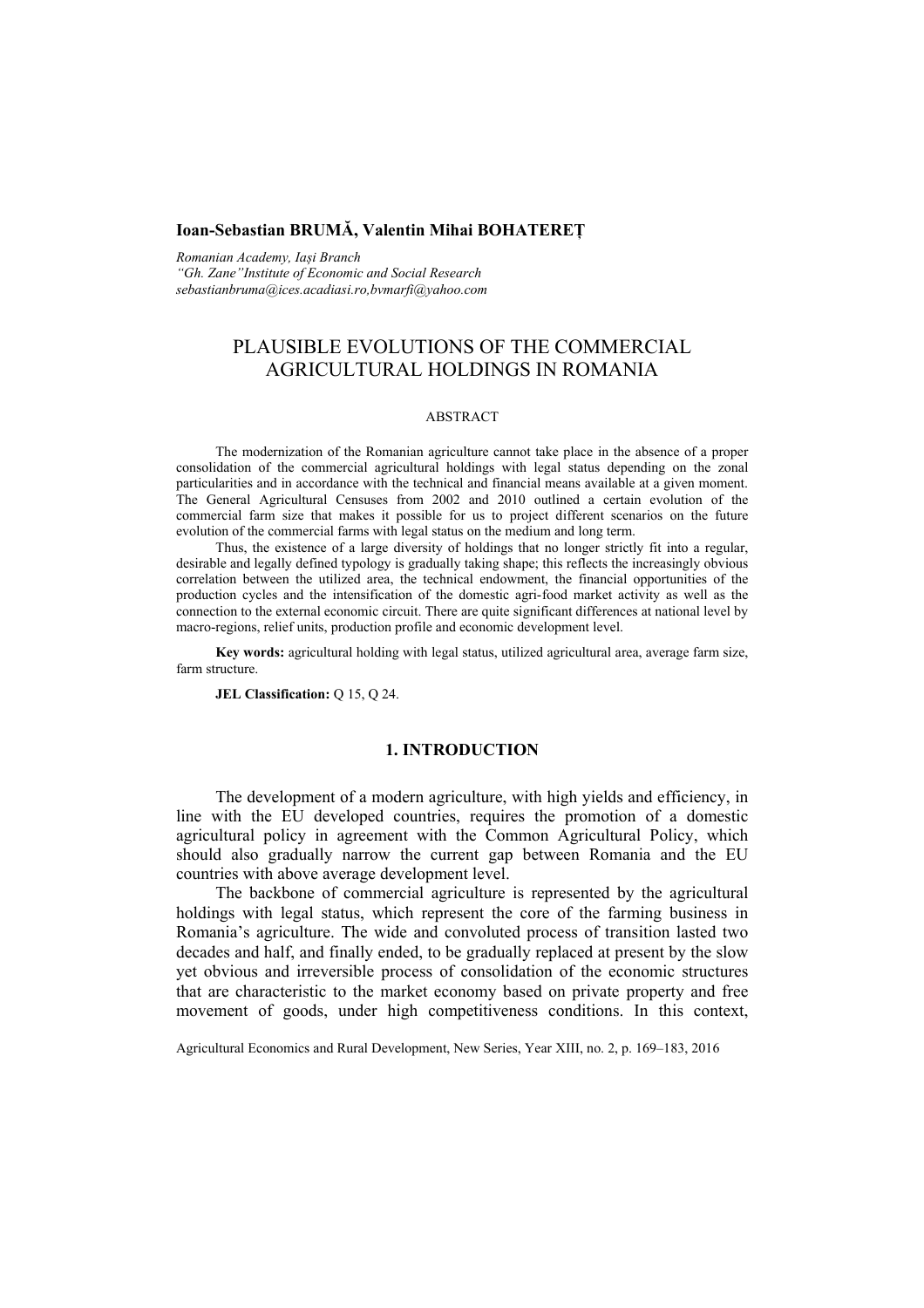**Ioan-Sebastian BRUMĂ, Valentin Mihai BOHATEREȚ**

*Romanian Academy, Iași Branch*
*"Gh. Zane"Institute of Economic and Social Research*
*sebastianbruma@ices.acadiasi.ro,bvmarfi@yahoo.com*

# PLAUSIBLE EVOLUTIONS OF THE COMMERCIAL AGRICULTURAL HOLDINGS IN ROMANIA

## ABSTRACT

The modernization of the Romanian agriculture cannot take place in the absence of a proper consolidation of the commercial agricultural holdings with legal status depending on the zonal particularities and in accordance with the technical and financial means available at a given moment. The General Agricultural Censuses from 2002 and 2010 outlined a certain evolution of the commercial farm size that makes it possible for us to project different scenarios on the future evolution of the commercial farms with legal status on the medium and long term.

Thus, the existence of a large diversity of holdings that no longer strictly fit into a regular, desirable and legally defined typology is gradually taking shape; this reflects the increasingly obvious correlation between the utilized area, the technical endowment, the financial opportunities of the production cycles and the intensification of the domestic agri-food market activity as well as the connection to the external economic circuit. There are quite significant differences at national level by macro-regions, relief units, production profile and economic development level.

**Key words:** agricultural holding with legal status, utilized agricultural area, average farm size, farm structure.

**JEL Classification:** Q 15, Q 24.

## 1. INTRODUCTION

The development of a modern agriculture, with high yields and efficiency, in line with the EU developed countries, requires the promotion of a domestic agricultural policy in agreement with the Common Agricultural Policy, which should also gradually narrow the current gap between Romania and the EU countries with above average development level.

The backbone of commercial agriculture is represented by the agricultural holdings with legal status, which represent the core of the farming business in Romania's agriculture. The wide and convoluted process of transition lasted two decades and half, and finally ended, to be gradually replaced at present by the slow yet obvious and irreversible process of consolidation of the economic structures that are characteristic to the market economy based on private property and free movement of goods, under high competitiveness conditions. In this context,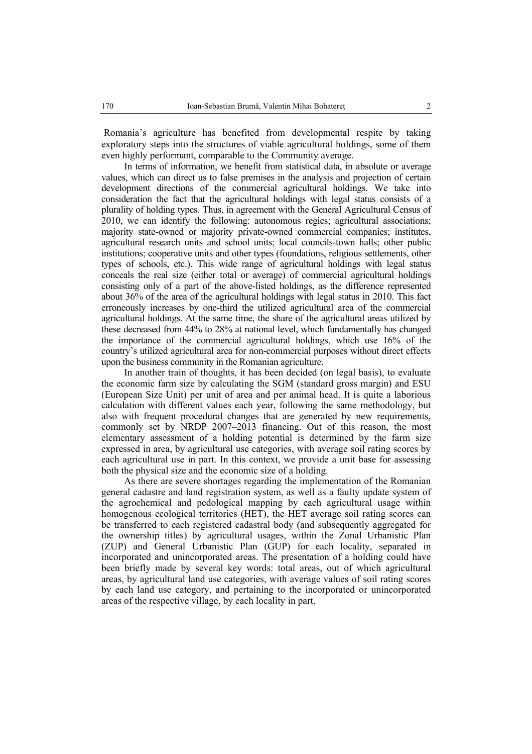Romania's agriculture has benefited from developmental respite by taking exploratory steps into the structures of viable agricultural holdings, some of them even highly performant, comparable to the Community average.

In terms of information, we benefit from statistical data, in absolute or average values, which can direct us to false premises in the analysis and projection of certain development directions of the commercial agricultural holdings. We take into consideration the fact that the agricultural holdings with legal status consists of a plurality of holding types. Thus, in agreement with the General Agricultural Census of 2010, we can identify the following: autonomous regies; agricultural associations; majority state-owned or majority private-owned commercial companies; institutes, agricultural research units and school units; local councils-town halls; other public institutions; cooperative units and other types (foundations, religious settlements, other types of schools, etc.). This wide range of agricultural holdings with legal status conceals the real size (either total or average) of commercial agricultural holdings consisting only of a part of the above-listed holdings, as the difference represented about 36% of the area of the agricultural holdings with legal status in 2010. This fact erroneously increases by one-third the utilized agricultural area of the commercial agricultural holdings. At the same time, the share of the agricultural areas utilized by these decreased from 44% to 28% at national level, which fundamentally has changed the importance of the commercial agricultural holdings, which use 16% of the country's utilized agricultural area for non-commercial purposes without direct effects upon the business community in the Romanian agriculture.

In another train of thoughts, it has been decided (on legal basis), to evaluate the economic farm size by calculating the SGM (standard gross margin) and ESU (European Size Unit) per unit of area and per animal head. It is quite a laborious calculation with different values each year, following the same methodology, but also with frequent procedural changes that are generated by new requirements, commonly set by NRDP 2007–2013 financing. Out of this reason, the most elementary assessment of a holding potential is determined by the farm size expressed in area, by agricultural use categories, with average soil rating scores by each agricultural use in part. In this context, we provide a unit base for assessing both the physical size and the economic size of a holding.

As there are severe shortages regarding the implementation of the Romanian general cadastre and land registration system, as well as a faulty update system of the agrochemical and pedological mapping by each agricultural usage within homogenous ecological territories (HET), the HET average soil rating scores can be transferred to each registered cadastral body (and subsequently aggregated for the ownership titles) by agricultural usages, within the Zonal Urbanistic Plan (ZUP) and General Urbanistic Plan (GUP) for each locality, separated in incorporated and unincorporated areas. The presentation of a holding could have been briefly made by several key words: total areas, out of which agricultural areas, by agricultural land use categories, with average values of soil rating scores by each land use category, and pertaining to the incorporated or unincorporated areas of the respective village, by each locality in part.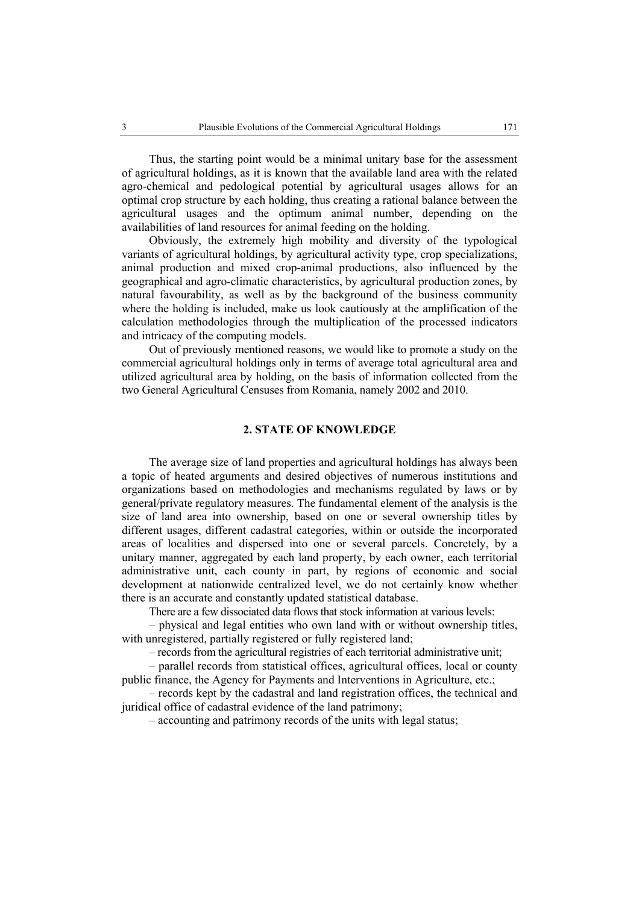Thus, the starting point would be a minimal unitary base for the assessment of agricultural holdings, as it is known that the available land area with the related agro-chemical and pedological potential by agricultural usages allows for an optimal crop structure by each holding, thus creating a rational balance between the agricultural usages and the optimum animal number, depending on the availabilities of land resources for animal feeding on the holding.

Obviously, the extremely high mobility and diversity of the typological variants of agricultural holdings, by agricultural activity type, crop specializations, animal production and mixed crop-animal productions, also influenced by the geographical and agro-climatic characteristics, by agricultural production zones, by natural favourability, as well as by the background of the business community where the holding is included, make us look cautiously at the amplification of the calculation methodologies through the multiplication of the processed indicators and intricacy of the computing models.

Out of previously mentioned reasons, we would like to promote a study on the commercial agricultural holdings only in terms of average total agricultural area and utilized agricultural area by holding, on the basis of information collected from the two General Agricultural Censuses from Romania, namely 2002 and 2010.

## 2. STATE OF KNOWLEDGE

The average size of land properties and agricultural holdings has always been a topic of heated arguments and desired objectives of numerous institutions and organizations based on methodologies and mechanisms regulated by laws or by general/private regulatory measures. The fundamental element of the analysis is the size of land area into ownership, based on one or several ownership titles by different usages, different cadastral categories, within or outside the incorporated areas of localities and dispersed into one or several parcels. Concretely, by a unitary manner, aggregated by each land property, by each owner, each territorial administrative unit, each county in part, by regions of economic and social development at nationwide centralized level, we do not certainly know whether there is an accurate and constantly updated statistical database.

There are a few dissociated data flows that stock information at various levels:

– physical and legal entities who own land with or without ownership titles, with unregistered, partially registered or fully registered land;

– records from the agricultural registries of each territorial administrative unit;

– parallel records from statistical offices, agricultural offices, local or county public finance, the Agency for Payments and Interventions in Agriculture, etc.;

– records kept by the cadastral and land registration offices, the technical and juridical office of cadastral evidence of the land patrimony;

– accounting and patrimony records of the units with legal status;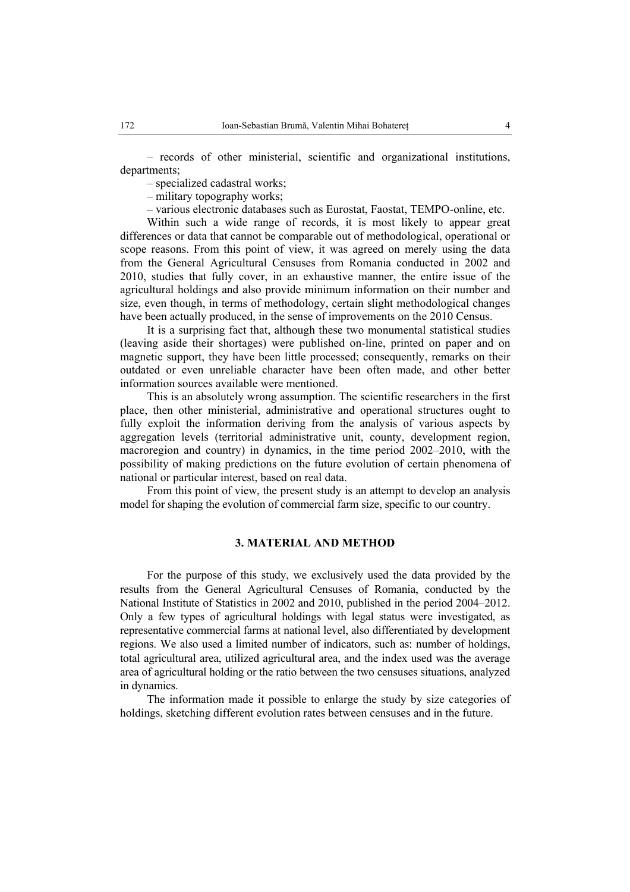– records of other ministerial, scientific and organizational institutions, departments;

– specialized cadastral works;

– military topography works;

– various electronic databases such as Eurostat, Faostat, TEMPO-online, etc.

Within such a wide range of records, it is most likely to appear great differences or data that cannot be comparable out of methodological, operational or scope reasons. From this point of view, it was agreed on merely using the data from the General Agricultural Censuses from Romania conducted in 2002 and 2010, studies that fully cover, in an exhaustive manner, the entire issue of the agricultural holdings and also provide minimum information on their number and size, even though, in terms of methodology, certain slight methodological changes have been actually produced, in the sense of improvements on the 2010 Census.

It is a surprising fact that, although these two monumental statistical studies (leaving aside their shortages) were published on-line, printed on paper and on magnetic support, they have been little processed; consequently, remarks on their outdated or even unreliable character have been often made, and other better information sources available were mentioned.

This is an absolutely wrong assumption. The scientific researchers in the first place, then other ministerial, administrative and operational structures ought to fully exploit the information deriving from the analysis of various aspects by aggregation levels (territorial administrative unit, county, development region, macroregion and country) in dynamics, in the time period 2002–2010, with the possibility of making predictions on the future evolution of certain phenomena of national or particular interest, based on real data.

From this point of view, the present study is an attempt to develop an analysis model for shaping the evolution of commercial farm size, specific to our country.

## 3. MATERIAL AND METHOD

For the purpose of this study, we exclusively used the data provided by the results from the General Agricultural Censuses of Romania, conducted by the National Institute of Statistics in 2002 and 2010, published in the period 2004–2012. Only a few types of agricultural holdings with legal status were investigated, as representative commercial farms at national level, also differentiated by development regions. We also used a limited number of indicators, such as: number of holdings, total agricultural area, utilized agricultural area, and the index used was the average area of agricultural holding or the ratio between the two censuses situations, analyzed in dynamics.

The information made it possible to enlarge the study by size categories of holdings, sketching different evolution rates between censuses and in the future.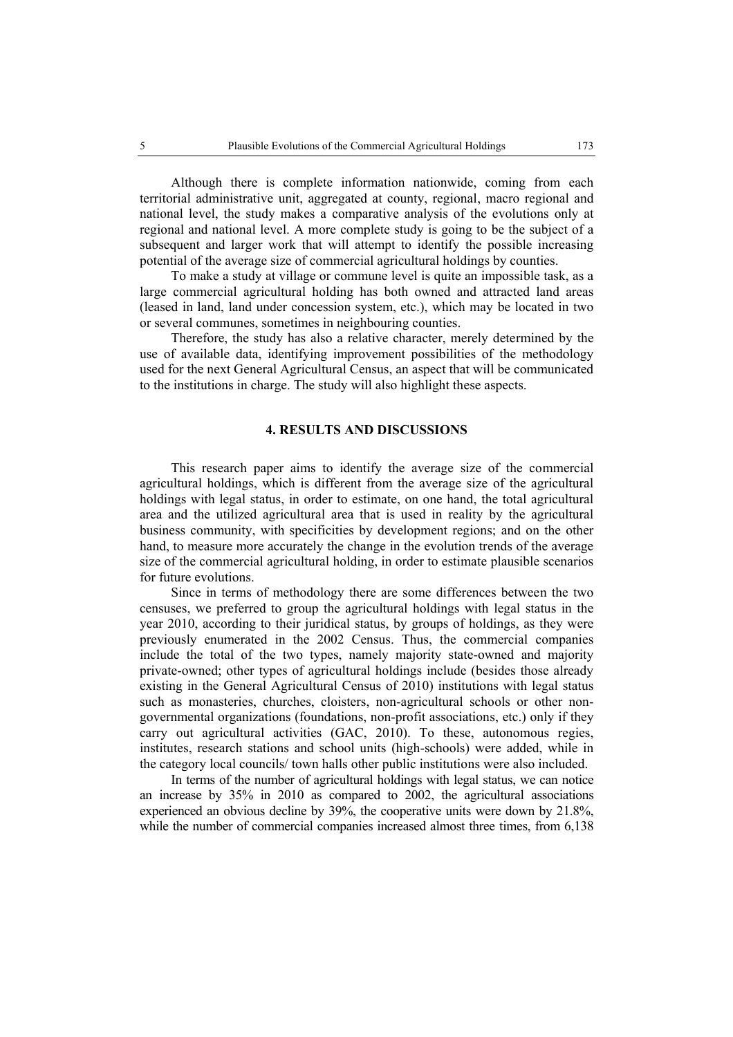Although there is complete information nationwide, coming from each territorial administrative unit, aggregated at county, regional, macro regional and national level, the study makes a comparative analysis of the evolutions only at regional and national level. A more complete study is going to be the subject of a subsequent and larger work that will attempt to identify the possible increasing potential of the average size of commercial agricultural holdings by counties.

To make a study at village or commune level is quite an impossible task, as a large commercial agricultural holding has both owned and attracted land areas (leased in land, land under concession system, etc.), which may be located in two or several communes, sometimes in neighbouring counties.

Therefore, the study has also a relative character, merely determined by the use of available data, identifying improvement possibilities of the methodology used for the next General Agricultural Census, an aspect that will be communicated to the institutions in charge. The study will also highlight these aspects.

## 4. RESULTS AND DISCUSSIONS

This research paper aims to identify the average size of the commercial agricultural holdings, which is different from the average size of the agricultural holdings with legal status, in order to estimate, on one hand, the total agricultural area and the utilized agricultural area that is used in reality by the agricultural business community, with specificities by development regions; and on the other hand, to measure more accurately the change in the evolution trends of the average size of the commercial agricultural holding, in order to estimate plausible scenarios for future evolutions.

Since in terms of methodology there are some differences between the two censuses, we preferred to group the agricultural holdings with legal status in the year 2010, according to their juridical status, by groups of holdings, as they were previously enumerated in the 2002 Census. Thus, the commercial companies include the total of the two types, namely majority state-owned and majority private-owned; other types of agricultural holdings include (besides those already existing in the General Agricultural Census of 2010) institutions with legal status such as monasteries, churches, cloisters, non-agricultural schools or other non-governmental organizations (foundations, non-profit associations, etc.) only if they carry out agricultural activities (GAC, 2010). To these, autonomous regies, institutes, research stations and school units (high-schools) were added, while in the category local councils/ town halls other public institutions were also included.

In terms of the number of agricultural holdings with legal status, we can notice an increase by 35% in 2010 as compared to 2002, the agricultural associations experienced an obvious decline by 39%, the cooperative units were down by 21.8%, while the number of commercial companies increased almost three times, from 6,138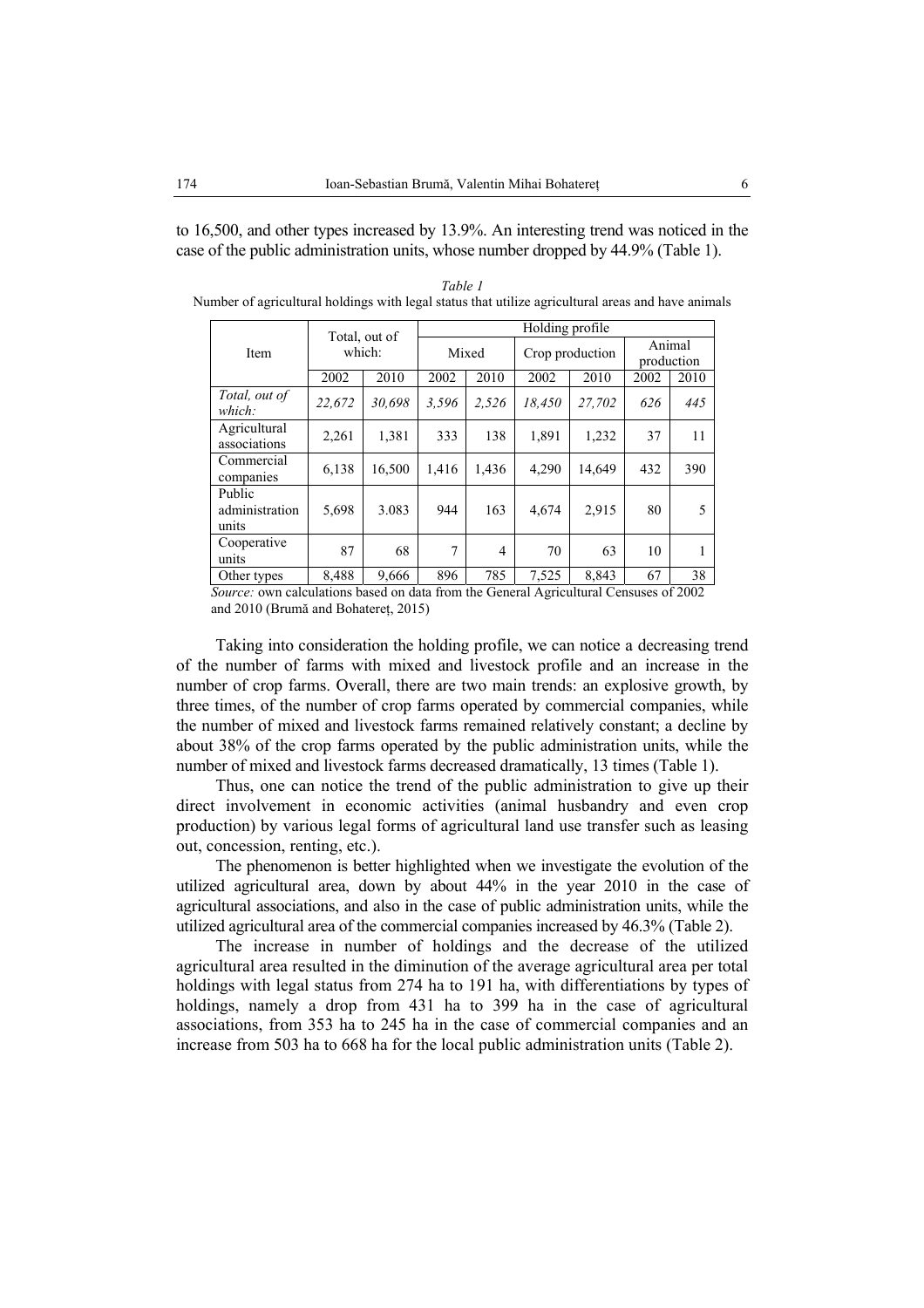to 16,500, and other types increased by 13.9%. An interesting trend was noticed in the case of the public administration units, whose number dropped by 44.9% (Table 1).

*Table 1*

Number of agricultural holdings with legal status that utilize agricultural areas and have animals

| Item | Total, out of which: | | Holding profile | | | | | |
|---|---|---|---|---|---|---|---|---|
| | | | Mixed | | Crop production | | Animal production | |
| | 2002 | 2010 | 2002 | 2010 | 2002 | 2010 | 2002 | 2010 |
| *Total, out of which:* | *22,672* | *30,698* | *3,596* | *2,526* | *18,450* | *27,702* | *626* | *445* |
| Agricultural associations | 2,261 | 1,381 | 333 | 138 | 1,891 | 1,232 | 37 | 11 |
| Commercial companies | 6,138 | 16,500 | 1,416 | 1,436 | 4,290 | 14,649 | 432 | 390 |
| Public administration units | 5,698 | 3.083 | 944 | 163 | 4,674 | 2,915 | 80 | 5 |
| Cooperative units | 87 | 68 | 7 | 4 | 70 | 63 | 10 | 1 |
| Other types | 8,488 | 9,666 | 896 | 785 | 7,525 | 8,843 | 67 | 38 |

*Source:* own calculations based on data from the General Agricultural Censuses of 2002 and 2010 (Brumă and Bohatereț, 2015)

Taking into consideration the holding profile, we can notice a decreasing trend of the number of farms with mixed and livestock profile and an increase in the number of crop farms. Overall, there are two main trends: an explosive growth, by three times, of the number of crop farms operated by commercial companies, while the number of mixed and livestock farms remained relatively constant; a decline by about 38% of the crop farms operated by the public administration units, while the number of mixed and livestock farms decreased dramatically, 13 times (Table 1).

Thus, one can notice the trend of the public administration to give up their direct involvement in economic activities (animal husbandry and even crop production) by various legal forms of agricultural land use transfer such as leasing out, concession, renting, etc.).

The phenomenon is better highlighted when we investigate the evolution of the utilized agricultural area, down by about 44% in the year 2010 in the case of agricultural associations, and also in the case of public administration units, while the utilized agricultural area of the commercial companies increased by 46.3% (Table 2).

The increase in number of holdings and the decrease of the utilized agricultural area resulted in the diminution of the average agricultural area per total holdings with legal status from 274 ha to 191 ha, with differentiations by types of holdings, namely a drop from 431 ha to 399 ha in the case of agricultural associations, from 353 ha to 245 ha in the case of commercial companies and an increase from 503 ha to 668 ha for the local public administration units (Table 2).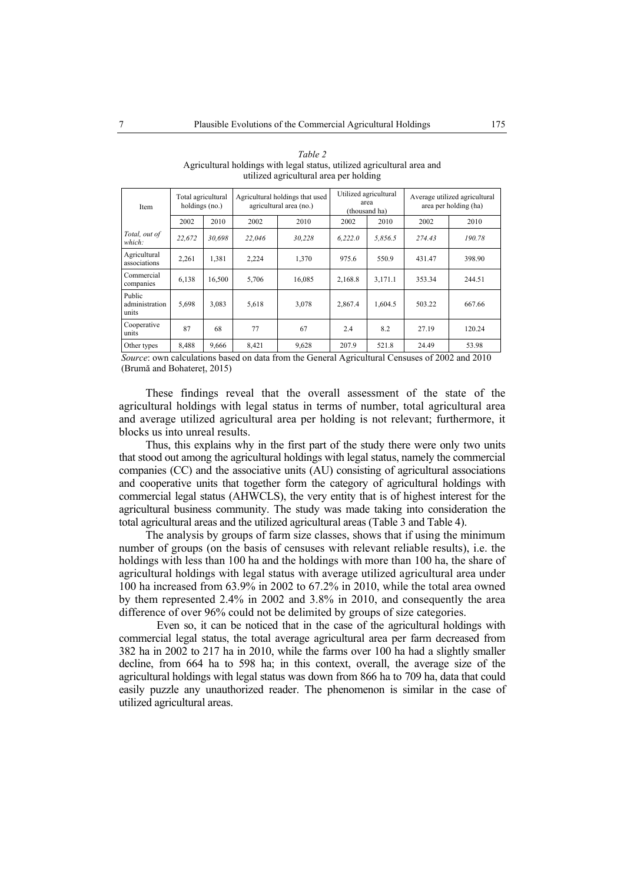*Table 2*
Agricultural holdings with legal status, utilized agricultural area and utilized agricultural area per holding

| Item | Total agricultural holdings (no.) | | Agricultural holdings that used agricultural area (no.) | | Utilized agricultural area (thousand ha) | | Average utilized agricultural area per holding (ha) | |
|---|---|---|---|---|---|---|---|---|
| | 2002 | 2010 | 2002 | 2010 | 2002 | 2010 | 2002 | 2010 |
| *Total, out of which:* | *22,672* | *30,698* | *22,046* | *30,228* | *6,222.0* | *5,856.5* | *274.43* | *190.78* |
| Agricultural associations | 2,261 | 1,381 | 2,224 | 1,370 | 975.6 | 550.9 | 431.47 | 398.90 |
| Commercial companies | 6,138 | 16,500 | 5,706 | 16,085 | 2,168.8 | 3,171.1 | 353.34 | 244.51 |
| Public administration units | 5,698 | 3,083 | 5,618 | 3,078 | 2,867.4 | 1,604.5 | 503.22 | 667.66 |
| Cooperative units | 87 | 68 | 77 | 67 | 2.4 | 8.2 | 27.19 | 120.24 |
| Other types | 8,488 | 9,666 | 8,421 | 9,628 | 207.9 | 521.8 | 24.49 | 53.98 |

*Source*: own calculations based on data from the General Agricultural Censuses of 2002 and 2010 (Brumă and Bohatereț, 2015)

These findings reveal that the overall assessment of the state of the agricultural holdings with legal status in terms of number, total agricultural area and average utilized agricultural area per holding is not relevant; furthermore, it blocks us into unreal results.

Thus, this explains why in the first part of the study there were only two units that stood out among the agricultural holdings with legal status, namely the commercial companies (CC) and the associative units (AU) consisting of agricultural associations and cooperative units that together form the category of agricultural holdings with commercial legal status (AHWCLS), the very entity that is of highest interest for the agricultural business community. The study was made taking into consideration the total agricultural areas and the utilized agricultural areas (Table 3 and Table 4).

The analysis by groups of farm size classes, shows that if using the minimum number of groups (on the basis of censuses with relevant reliable results), i.e. the holdings with less than 100 ha and the holdings with more than 100 ha, the share of agricultural holdings with legal status with average utilized agricultural area under 100 ha increased from 63.9% in 2002 to 67.2% in 2010, while the total area owned by them represented 2.4% in 2002 and 3.8% in 2010, and consequently the area difference of over 96% could not be delimited by groups of size categories.

Even so, it can be noticed that in the case of the agricultural holdings with commercial legal status, the total average agricultural area per farm decreased from 382 ha in 2002 to 217 ha in 2010, while the farms over 100 ha had a slightly smaller decline, from 664 ha to 598 ha; in this context, overall, the average size of the agricultural holdings with legal status was down from 866 ha to 709 ha, data that could easily puzzle any unauthorized reader. The phenomenon is similar in the case of utilized agricultural areas.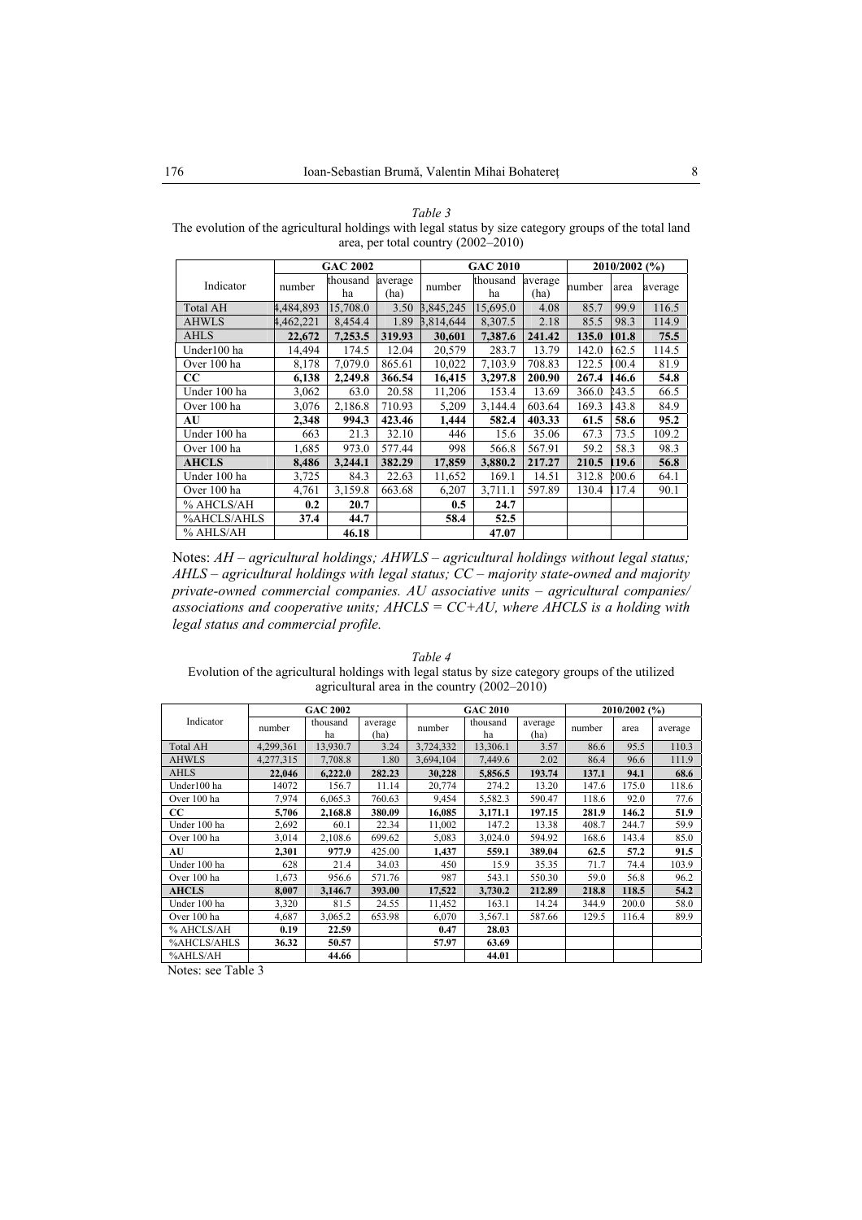*Table 3*

The evolution of the agricultural holdings with legal status by size category groups of the total land area, per total country (2002–2010)

| Indicator | GAC 2002 | | | GAC 2010 | | | 2010/2002 (%) | | |
|---|---|---|---|---|---|---|---|---|---|
| | number | thousand ha | average (ha) | number | thousand ha | average (ha) | number | area | average |
| Total AH | 4,484,893 | 15,708.0 | 3.50 | 3,845,245 | 15,695.0 | 4.08 | 85.7 | 99.9 | 116.5 |
| AHWLS | 4,462,221 | 8,454.4 | 1.89 | 3,814,644 | 8,307.5 | 2.18 | 85.5 | 98.3 | 114.9 |
| **AHLS** | **22,672** | **7,253.5** | **319.93** | **30,601** | **7,387.6** | **241.42** | **135.0** | **101.8** | **75.5** |
| Under100 ha | 14,494 | 174.5 | 12.04 | 20,579 | 283.7 | 13.79 | 142.0 | 162.5 | 114.5 |
| Over 100 ha | 8,178 | 7,079.0 | 865.61 | 10,022 | 7,103.9 | 708.83 | 122.5 | 100.4 | 81.9 |
| **CC** | **6,138** | **2,249.8** | **366.54** | **16,415** | **3,297.8** | **200.90** | **267.4** | **146.6** | **54.8** |
| Under 100 ha | 3,062 | 63.0 | 20.58 | 11,206 | 153.4 | 13.69 | 366.0 | 243.5 | 66.5 |
| Over 100 ha | 3,076 | 2,186.8 | 710.93 | 5,209 | 3,144.4 | 603.64 | 169.3 | 143.8 | 84.9 |
| **AU** | **2,348** | **994.3** | **423.46** | **1,444** | **582.4** | **403.33** | **61.5** | **58.6** | **95.2** |
| Under 100 ha | 663 | 21.3 | 32.10 | 446 | 15.6 | 35.06 | 67.3 | 73.5 | 109.2 |
| Over 100 ha | 1,685 | 973.0 | 577.44 | 998 | 566.8 | 567.91 | 59.2 | 58.3 | 98.3 |
| **AHCLS** | **8,486** | **3,244.1** | **382.29** | **17,859** | **3,880.2** | **217.27** | **210.5** | **119.6** | **56.8** |
| Under 100 ha | 3,725 | 84.3 | 22.63 | 11,652 | 169.1 | 14.51 | 312.8 | 200.6 | 64.1 |
| Over 100 ha | 4,761 | 3,159.8 | 663.68 | 6,207 | 3,711.1 | 597.89 | 130.4 | 117.4 | 90.1 |
| % AHCLS/AH | **0.2** | **20.7** | | **0.5** | **24.7** | | | | |
| %AHCLS/AHLS | **37.4** | **44.7** | | **58.4** | **52.5** | | | | |
| % AHLS/AH | | **46.18** | | | **47.07** | | | | |

Notes: *AH – agricultural holdings; AHWLS – agricultural holdings without legal status; AHLS – agricultural holdings with legal status; CC – majority state-owned and majority private-owned commercial companies. AU associative units – agricultural companies/ associations and cooperative units; AHCLS = CC+AU, where AHCLS is a holding with legal status and commercial profile.*

*Table 4*

Evolution of the agricultural holdings with legal status by size category groups of the utilized agricultural area in the country (2002–2010)

| Indicator | GAC 2002 | | | GAC 2010 | | | 2010/2002 (%) | | |
|---|---|---|---|---|---|---|---|---|---|
| | number | thousand ha | average (ha) | number | thousand ha | average (ha) | number | area | average |
| Total AH | 4,299,361 | 13,930.7 | 3.24 | 3,724,332 | 13,306.1 | 3.57 | 86.6 | 95.5 | 110.3 |
| AHWLS | 4,277,315 | 7,708.8 | 1.80 | 3,694,104 | 7,449.6 | 2.02 | 86.4 | 96.6 | 111.9 |
| **AHLS** | **22,046** | **6,222.0** | **282.23** | **30,228** | **5,856.5** | **193.74** | **137.1** | **94.1** | **68.6** |
| Under100 ha | 14072 | 156.7 | 11.14 | 20,774 | 274.2 | 13.20 | 147.6 | 175.0 | 118.6 |
| Over 100 ha | 7,974 | 6,065.3 | 760.63 | 9,454 | 5,582.3 | 590.47 | 118.6 | 92.0 | 77.6 |
| **CC** | **5,706** | **2,168.8** | **380.09** | **16,085** | **3,171.1** | **197.15** | **281.9** | **146.2** | **51.9** |
| Under 100 ha | 2,692 | 60.1 | 22.34 | 11,002 | 147.2 | 13.38 | 408.7 | 244.7 | 59.9 |
| Over 100 ha | 3,014 | 2,108.6 | 699.62 | 5,083 | 3,024.0 | 594.92 | 168.6 | 143.4 | 85.0 |
| **AU** | **2,301** | **977.9** | **425.00** | **1,437** | **559.1** | **389.04** | **62.5** | **57.2** | **91.5** |
| Under 100 ha | 628 | 21.4 | 34.03 | 450 | 15.9 | 35.35 | 71.7 | 74.4 | 103.9 |
| Over 100 ha | 1,673 | 956.6 | 571.76 | 987 | 543.1 | 550.30 | 59.0 | 56.8 | 96.2 |
| **AHCLS** | **8,007** | **3,146.7** | **393.00** | **17,522** | **3,730.2** | **212.89** | **218.8** | **118.5** | **54.2** |
| Under 100 ha | 3,320 | 81.5 | 24.55 | 11,452 | 163.1 | 14.24 | 344.9 | 200.0 | 58.0 |
| Over 100 ha | 4,687 | 3,065.2 | 653.98 | 6,070 | 3,567.1 | 587.66 | 129.5 | 116.4 | 89.9 |
| % AHCLS/AH | **0.19** | **22.59** | | **0.47** | **28.03** | | | | |
| %AHCLS/AHLS | **36.32** | **50.57** | | **57.97** | **63.69** | | | | |
| %AHLS/AH | | **44.66** | | | **44.01** | | | | |

Notes: see Table 3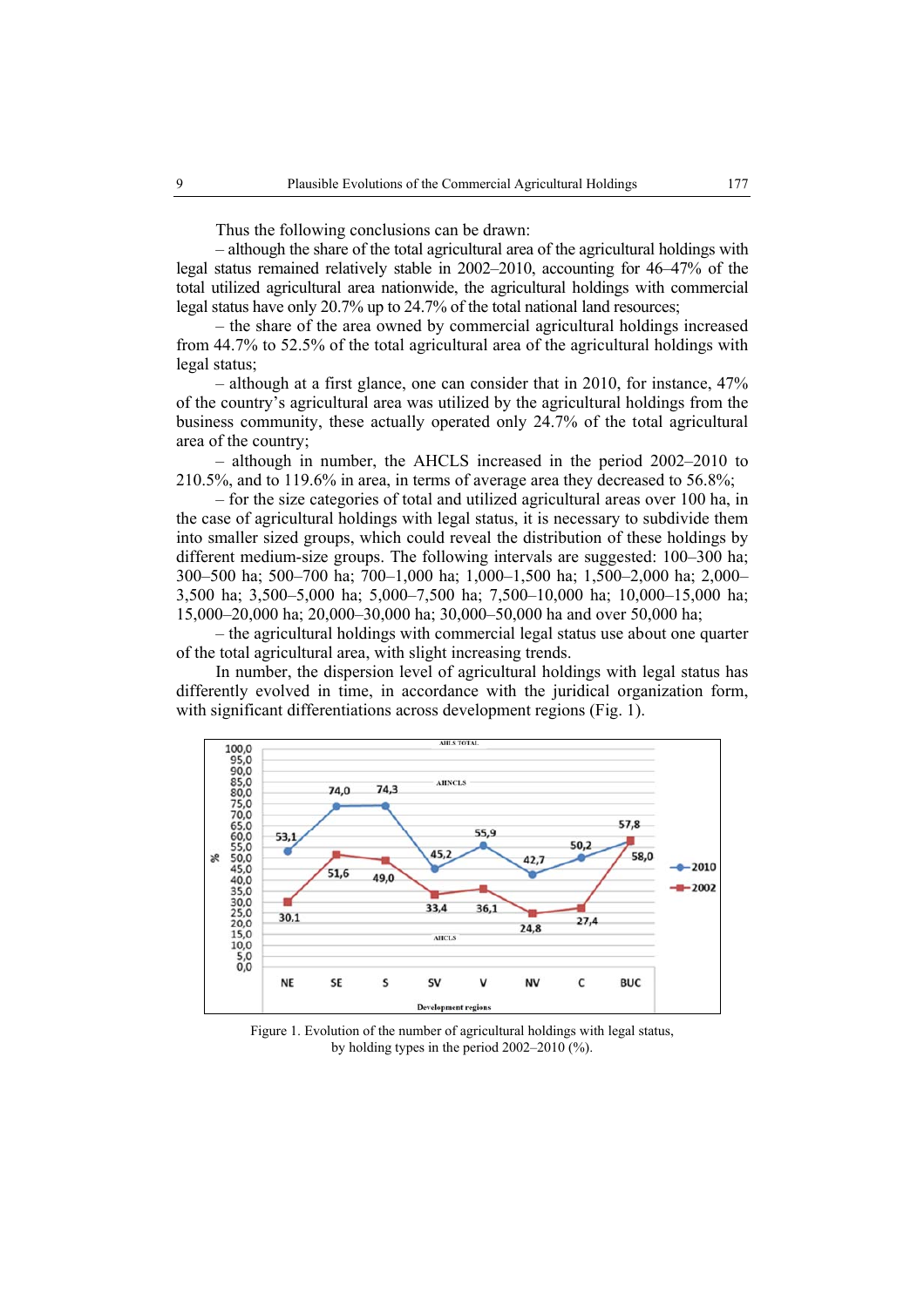Thus the following conclusions can be drawn:

– although the share of the total agricultural area of the agricultural holdings with legal status remained relatively stable in 2002–2010, accounting for 46–47% of the total utilized agricultural area nationwide, the agricultural holdings with commercial legal status have only 20.7% up to 24.7% of the total national land resources;

– the share of the area owned by commercial agricultural holdings increased from 44.7% to 52.5% of the total agricultural area of the agricultural holdings with legal status;

– although at a first glance, one can consider that in 2010, for instance, 47% of the country's agricultural area was utilized by the agricultural holdings from the business community, these actually operated only 24.7% of the total agricultural area of the country;

– although in number, the AHCLS increased in the period 2002–2010 to 210.5%, and to 119.6% in area, in terms of average area they decreased to 56.8%;

– for the size categories of total and utilized agricultural areas over 100 ha, in the case of agricultural holdings with legal status, it is necessary to subdivide them into smaller sized groups, which could reveal the distribution of these holdings by different medium-size groups. The following intervals are suggested: 100–300 ha; 300–500 ha; 500–700 ha; 700–1,000 ha; 1,000–1,500 ha; 1,500–2,000 ha; 2,000–3,500 ha; 3,500–5,000 ha; 5,000–7,500 ha; 7,500–10,000 ha; 10,000–15,000 ha; 15,000–20,000 ha; 20,000–30,000 ha; 30,000–50,000 ha and over 50,000 ha;

– the agricultural holdings with commercial legal status use about one quarter of the total agricultural area, with slight increasing trends.

In number, the dispersion level of agricultural holdings with legal status has differently evolved in time, in accordance with the juridical organization form, with significant differentiations across development regions (Fig. 1).

Figure 1. Evolution of the number of agricultural holdings with legal status, by holding types in the period 2002–2010 (%).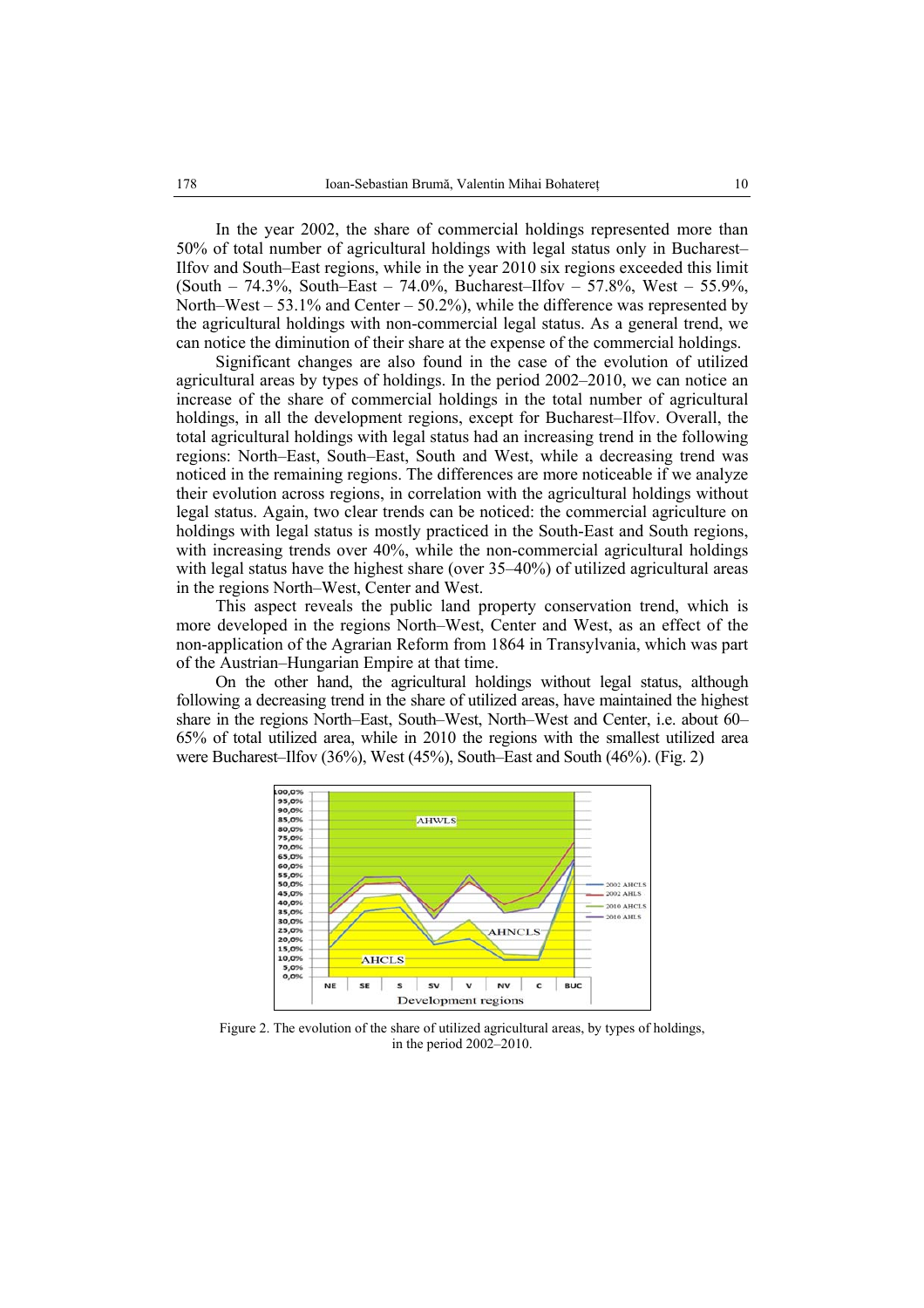In the year 2002, the share of commercial holdings represented more than 50% of total number of agricultural holdings with legal status only in Bucharest–Ilfov and South–East regions, while in the year 2010 six regions exceeded this limit (South – 74.3%, South–East – 74.0%, Bucharest–Ilfov – 57.8%, West – 55.9%, North–West – 53.1% and Center – 50.2%), while the difference was represented by the agricultural holdings with non-commercial legal status. As a general trend, we can notice the diminution of their share at the expense of the commercial holdings.

Significant changes are also found in the case of the evolution of utilized agricultural areas by types of holdings. In the period 2002–2010, we can notice an increase of the share of commercial holdings in the total number of agricultural holdings, in all the development regions, except for Bucharest–Ilfov. Overall, the total agricultural holdings with legal status had an increasing trend in the following regions: North–East, South–East, South and West, while a decreasing trend was noticed in the remaining regions. The differences are more noticeable if we analyze their evolution across regions, in correlation with the agricultural holdings without legal status. Again, two clear trends can be noticed: the commercial agriculture on holdings with legal status is mostly practiced in the South-East and South regions, with increasing trends over 40%, while the non-commercial agricultural holdings with legal status have the highest share (over 35–40%) of utilized agricultural areas in the regions North–West, Center and West.

This aspect reveals the public land property conservation trend, which is more developed in the regions North–West, Center and West, as an effect of the non-application of the Agrarian Reform from 1864 in Transylvania, which was part of the Austrian–Hungarian Empire at that time.

On the other hand, the agricultural holdings without legal status, although following a decreasing trend in the share of utilized areas, have maintained the highest share in the regions North–East, South–West, North–West and Center, i.e. about 60–65% of total utilized area, while in 2010 the regions with the smallest utilized area were Bucharest–Ilfov (36%), West (45%), South–East and South (46%). (Fig. 2)

Figure 2. The evolution of the share of utilized agricultural areas, by types of holdings, in the period 2002–2010.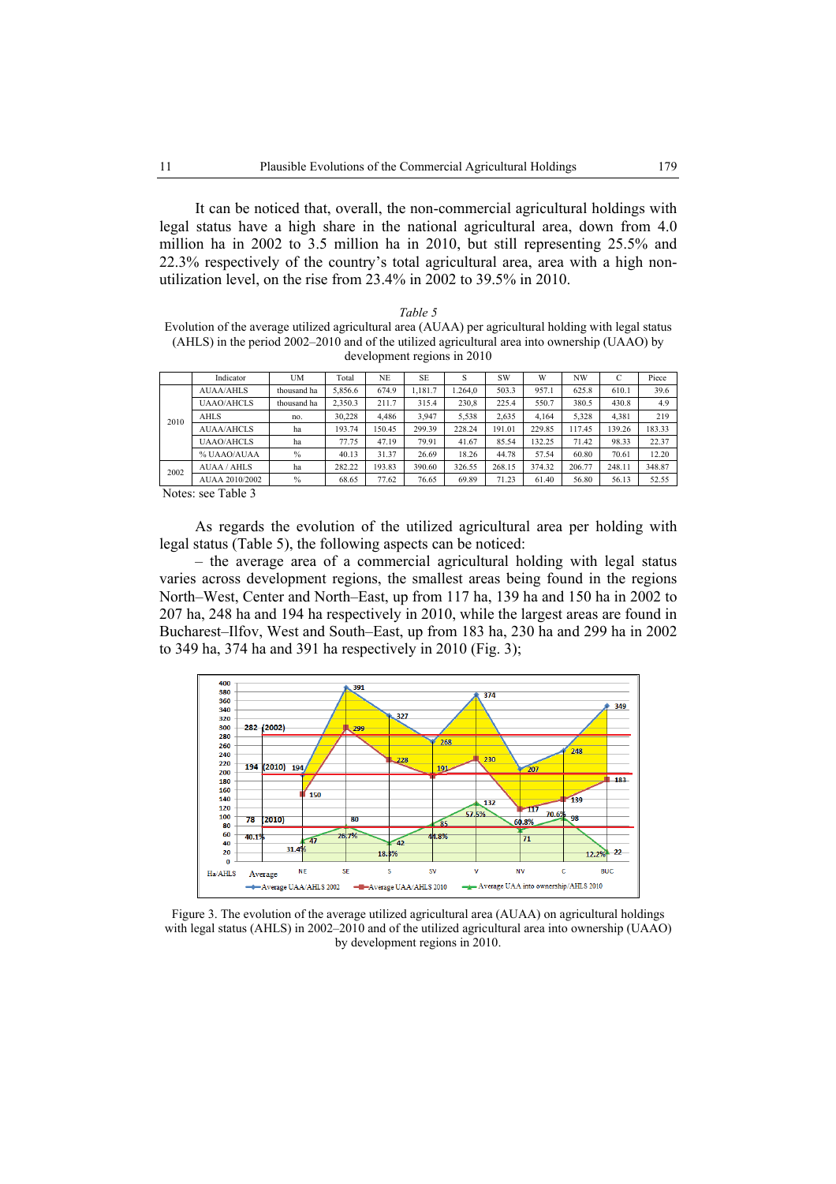It can be noticed that, overall, the non-commercial agricultural holdings with legal status have a high share in the national agricultural area, down from 4.0 million ha in 2002 to 3.5 million ha in 2010, but still representing 25.5% and 22.3% respectively of the country's total agricultural area, area with a high non-utilization level, on the rise from 23.4% in 2002 to 39.5% in 2010.

*Table 5*

Evolution of the average utilized agricultural area (AUAA) per agricultural holding with legal status (AHLS) in the period 2002–2010 and of the utilized agricultural area into ownership (UAAO) by development regions in 2010

| | Indicator | UM | Total | NE | SE | S | SW | W | NW | C | Piece |
|---|---|---|---|---|---|---|---|---|---|---|---|
| 2010 | AUAA/AHLS | thousand ha | 5,856.6 | 674.9 | 1,181.7 | 1.264,0 | 503.3 | 957.1 | 625.8 | 610.1 | 39.6 |
| | UAAO/AHCLS | thousand ha | 2,350.3 | 211.7 | 315.4 | 230,8 | 225.4 | 550.7 | 380.5 | 430.8 | 4.9 |
| | AHLS | no. | 30,228 | 4,486 | 3,947 | 5,538 | 2,635 | 4,164 | 5,328 | 4,381 | 219 |
| | AUAA/AHCLS | ha | 193.74 | 150.45 | 299.39 | 228.24 | 191.01 | 229.85 | 117.45 | 139.26 | 183.33 |
| | UAAO/AHCLS | ha | 77.75 | 47.19 | 79.91 | 41.67 | 85.54 | 132.25 | 71.42 | 98.33 | 22.37 |
| | % UAAO/AUAA | % | 40.13 | 31.37 | 26.69 | 18.26 | 44.78 | 57.54 | 60.80 | 70.61 | 12.20 |
| 2002 | AUAA / AHLS | ha | 282.22 | 193.83 | 390.60 | 326.55 | 268.15 | 374.32 | 206.77 | 248.11 | 348.87 |
| | AUAA 2010/2002 | % | 68.65 | 77.62 | 76.65 | 69.89 | 71.23 | 61.40 | 56.80 | 56.13 | 52.55 |

Notes: see Table 3

As regards the evolution of the utilized agricultural area per holding with legal status (Table 5), the following aspects can be noticed:

– the average area of a commercial agricultural holding with legal status varies across development regions, the smallest areas being found in the regions North–West, Center and North–East, up from 117 ha, 139 ha and 150 ha in 2002 to 207 ha, 248 ha and 194 ha respectively in 2010, while the largest areas are found in Bucharest–Ilfov, West and South–East, up from 183 ha, 230 ha and 299 ha in 2002 to 349 ha, 374 ha and 391 ha respectively in 2010 (Fig. 3);

Figure 3. The evolution of the average utilized agricultural area (AUAA) on agricultural holdings with legal status (AHLS) in 2002–2010 and of the utilized agricultural area into ownership (UAAO) by development regions in 2010.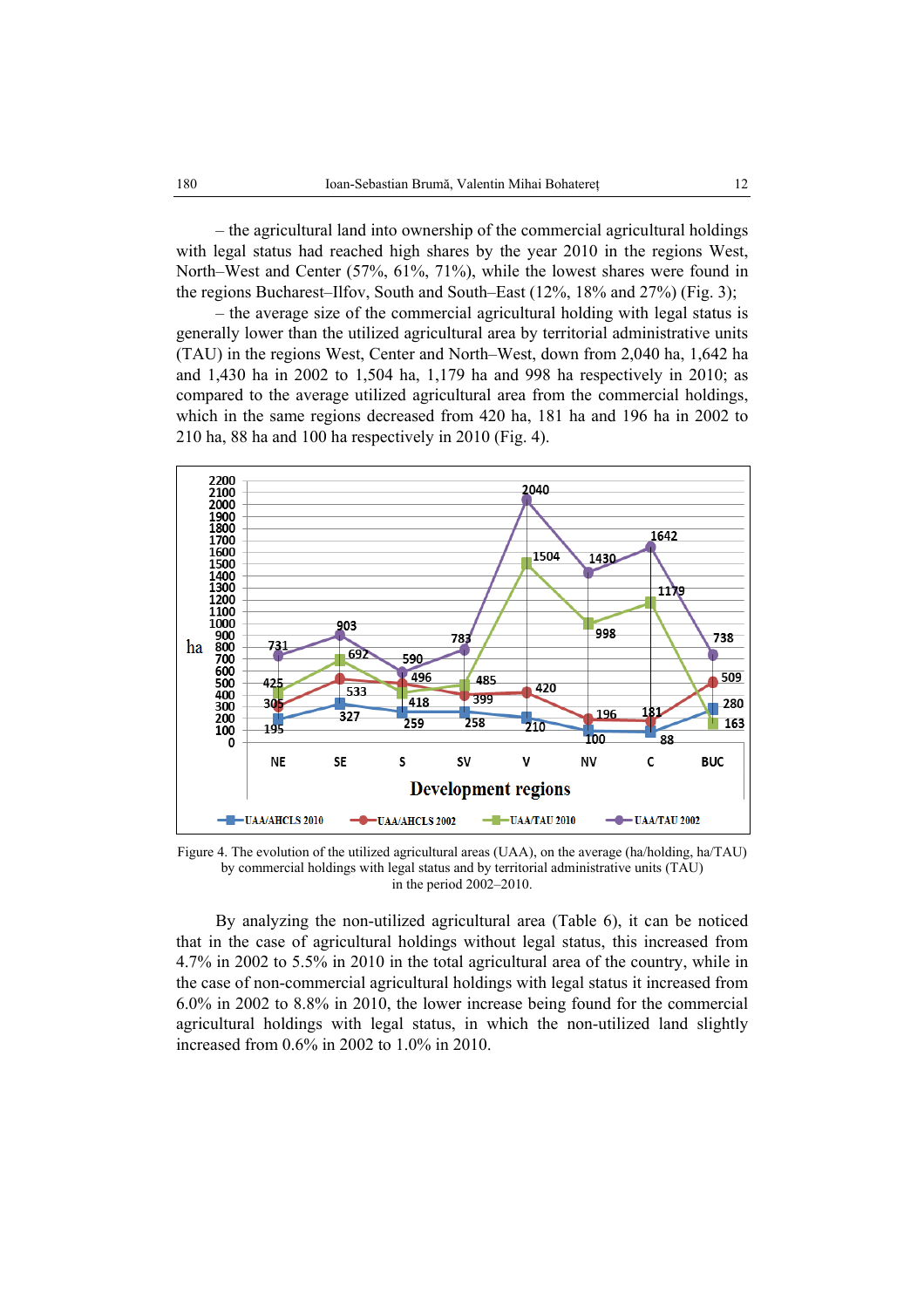– the agricultural land into ownership of the commercial agricultural holdings with legal status had reached high shares by the year 2010 in the regions West, North–West and Center (57%, 61%, 71%), while the lowest shares were found in the regions Bucharest–Ilfov, South and South–East (12%, 18% and 27%) (Fig. 3);

– the average size of the commercial agricultural holding with legal status is generally lower than the utilized agricultural area by territorial administrative units (TAU) in the regions West, Center and North–West, down from 2,040 ha, 1,642 ha and 1,430 ha in 2002 to 1,504 ha, 1,179 ha and 998 ha respectively in 2010; as compared to the average utilized agricultural area from the commercial holdings, which in the same regions decreased from 420 ha, 181 ha and 196 ha in 2002 to 210 ha, 88 ha and 100 ha respectively in 2010 (Fig. 4).

Figure 4. The evolution of the utilized agricultural areas (UAA), on the average (ha/holding, ha/TAU) by commercial holdings with legal status and by territorial administrative units (TAU) in the period 2002–2010.

By analyzing the non-utilized agricultural area (Table 6), it can be noticed that in the case of agricultural holdings without legal status, this increased from 4.7% in 2002 to 5.5% in 2010 in the total agricultural area of the country, while in the case of non-commercial agricultural holdings with legal status it increased from 6.0% in 2002 to 8.8% in 2010, the lower increase being found for the commercial agricultural holdings with legal status, in which the non-utilized land slightly increased from 0.6% in 2002 to 1.0% in 2010.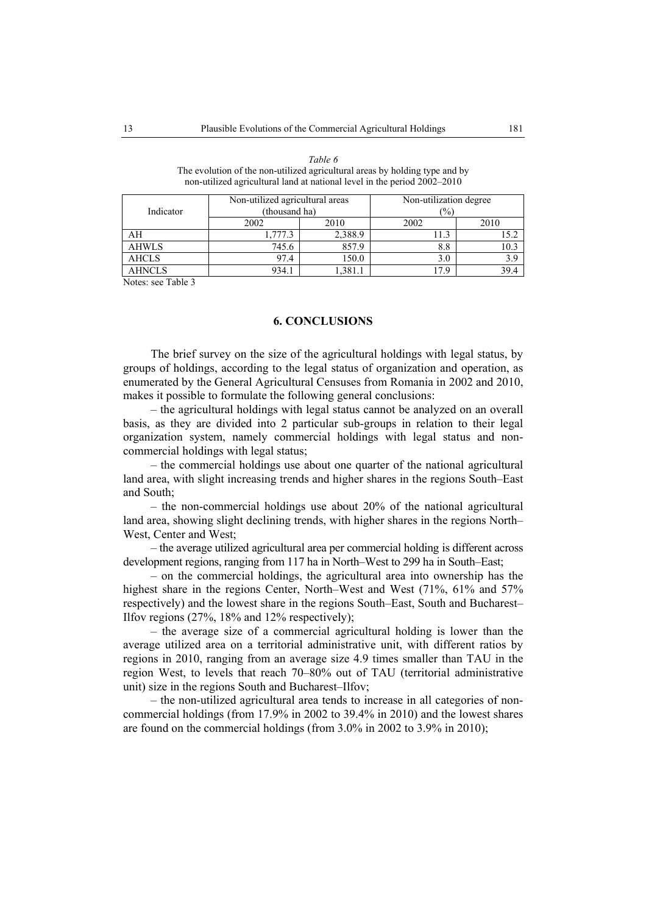*Table 6*
The evolution of the non-utilized agricultural areas by holding type and by non-utilized agricultural land at national level in the period 2002–2010

| Indicator | Non-utilized agricultural areas (thousand ha) | | Non-utilization degree (%) | |
|---|---|---|---|---|
| | 2002 | 2010 | 2002 | 2010 |
| AH | 1,777.3 | 2,388.9 | 11.3 | 15.2 |
| AHWLS | 745.6 | 857.9 | 8.8 | 10.3 |
| AHCLS | 97.4 | 150.0 | 3.0 | 3.9 |
| AHNCLS | 934.1 | 1,381.1 | 17.9 | 39.4 |

Notes: see Table 3

## 6. CONCLUSIONS

The brief survey on the size of the agricultural holdings with legal status, by groups of holdings, according to the legal status of organization and operation, as enumerated by the General Agricultural Censuses from Romania in 2002 and 2010, makes it possible to formulate the following general conclusions:

– the agricultural holdings with legal status cannot be analyzed on an overall basis, as they are divided into 2 particular sub-groups in relation to their legal organization system, namely commercial holdings with legal status and non-commercial holdings with legal status;

– the commercial holdings use about one quarter of the national agricultural land area, with slight increasing trends and higher shares in the regions South–East and South;

– the non-commercial holdings use about 20% of the national agricultural land area, showing slight declining trends, with higher shares in the regions North–West, Center and West;

– the average utilized agricultural area per commercial holding is different across development regions, ranging from 117 ha in North–West to 299 ha in South–East;

– on the commercial holdings, the agricultural area into ownership has the highest share in the regions Center, North–West and West (71%, 61% and 57% respectively) and the lowest share in the regions South–East, South and Bucharest–Ilfov regions (27%, 18% and 12% respectively);

– the average size of a commercial agricultural holding is lower than the average utilized area on a territorial administrative unit, with different ratios by regions in 2010, ranging from an average size 4.9 times smaller than TAU in the region West, to levels that reach 70–80% out of TAU (territorial administrative unit) size in the regions South and Bucharest–Ilfov;

– the non-utilized agricultural area tends to increase in all categories of non-commercial holdings (from 17.9% in 2002 to 39.4% in 2010) and the lowest shares are found on the commercial holdings (from 3.0% in 2002 to 3.9% in 2010);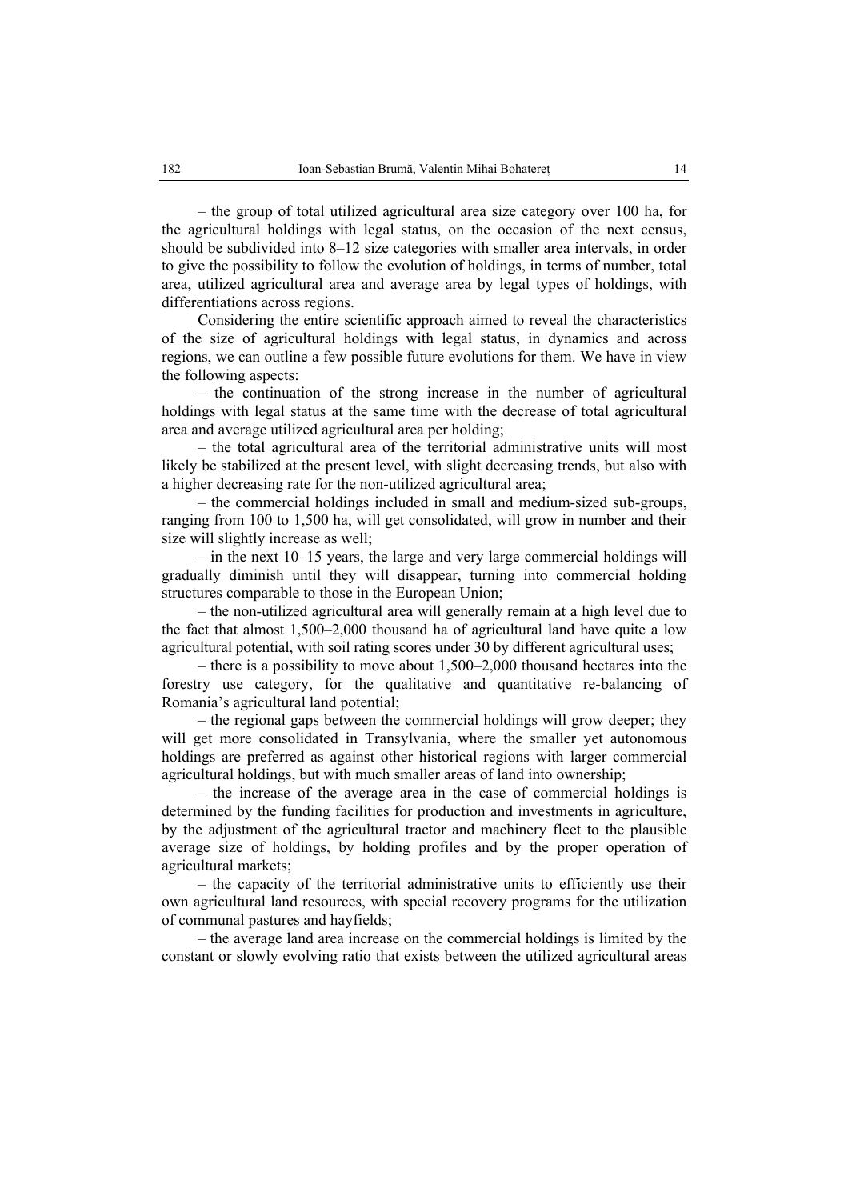– the group of total utilized agricultural area size category over 100 ha, for the agricultural holdings with legal status, on the occasion of the next census, should be subdivided into 8–12 size categories with smaller area intervals, in order to give the possibility to follow the evolution of holdings, in terms of number, total area, utilized agricultural area and average area by legal types of holdings, with differentiations across regions.

Considering the entire scientific approach aimed to reveal the characteristics of the size of agricultural holdings with legal status, in dynamics and across regions, we can outline a few possible future evolutions for them. We have in view the following aspects:

– the continuation of the strong increase in the number of agricultural holdings with legal status at the same time with the decrease of total agricultural area and average utilized agricultural area per holding;

– the total agricultural area of the territorial administrative units will most likely be stabilized at the present level, with slight decreasing trends, but also with a higher decreasing rate for the non-utilized agricultural area;

– the commercial holdings included in small and medium-sized sub-groups, ranging from 100 to 1,500 ha, will get consolidated, will grow in number and their size will slightly increase as well;

– in the next 10–15 years, the large and very large commercial holdings will gradually diminish until they will disappear, turning into commercial holding structures comparable to those in the European Union;

– the non-utilized agricultural area will generally remain at a high level due to the fact that almost 1,500–2,000 thousand ha of agricultural land have quite a low agricultural potential, with soil rating scores under 30 by different agricultural uses;

– there is a possibility to move about 1,500–2,000 thousand hectares into the forestry use category, for the qualitative and quantitative re-balancing of Romania's agricultural land potential;

– the regional gaps between the commercial holdings will grow deeper; they will get more consolidated in Transylvania, where the smaller yet autonomous holdings are preferred as against other historical regions with larger commercial agricultural holdings, but with much smaller areas of land into ownership;

– the increase of the average area in the case of commercial holdings is determined by the funding facilities for production and investments in agriculture, by the adjustment of the agricultural tractor and machinery fleet to the plausible average size of holdings, by holding profiles and by the proper operation of agricultural markets;

– the capacity of the territorial administrative units to efficiently use their own agricultural land resources, with special recovery programs for the utilization of communal pastures and hayfields;

– the average land area increase on the commercial holdings is limited by the constant or slowly evolving ratio that exists between the utilized agricultural areas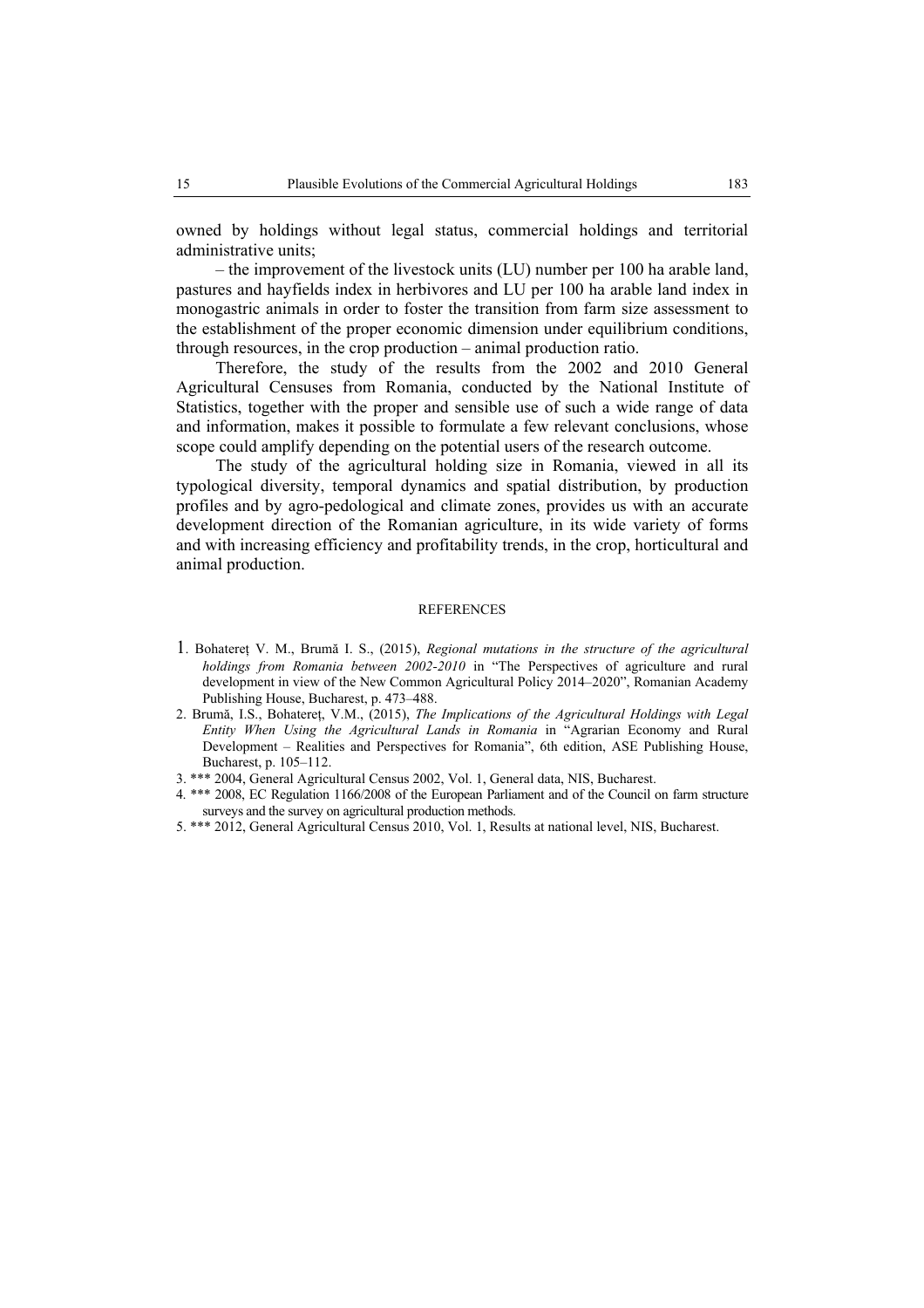owned by holdings without legal status, commercial holdings and territorial administrative units;

– the improvement of the livestock units (LU) number per 100 ha arable land, pastures and hayfields index in herbivores and LU per 100 ha arable land index in monogastric animals in order to foster the transition from farm size assessment to the establishment of the proper economic dimension under equilibrium conditions, through resources, in the crop production – animal production ratio.

Therefore, the study of the results from the 2002 and 2010 General Agricultural Censuses from Romania, conducted by the National Institute of Statistics, together with the proper and sensible use of such a wide range of data and information, makes it possible to formulate a few relevant conclusions, whose scope could amplify depending on the potential users of the research outcome.

The study of the agricultural holding size in Romania, viewed in all its typological diversity, temporal dynamics and spatial distribution, by production profiles and by agro-pedological and climate zones, provides us with an accurate development direction of the Romanian agriculture, in its wide variety of forms and with increasing efficiency and profitability trends, in the crop, horticultural and animal production.

## REFERENCES

1. Bohatereț V. M., Brumă I. S., (2015), *Regional mutations in the structure of the agricultural holdings from Romania between 2002-2010* in "The Perspectives of agriculture and rural development in view of the New Common Agricultural Policy 2014–2020", Romanian Academy Publishing House, Bucharest, p. 473–488.
2. Brumă, I.S., Bohatereț, V.M., (2015), *The Implications of the Agricultural Holdings with Legal Entity When Using the Agricultural Lands in Romania* in "Agrarian Economy and Rural Development – Realities and Perspectives for Romania", 6th edition, ASE Publishing House, Bucharest, p. 105–112.
3. *** 2004, General Agricultural Census 2002, Vol. 1, General data, NIS, Bucharest.
4. *** 2008, EC Regulation 1166/2008 of the European Parliament and of the Council on farm structure surveys and the survey on agricultural production methods.
5. *** 2012, General Agricultural Census 2010, Vol. 1, Results at national level, NIS, Bucharest.